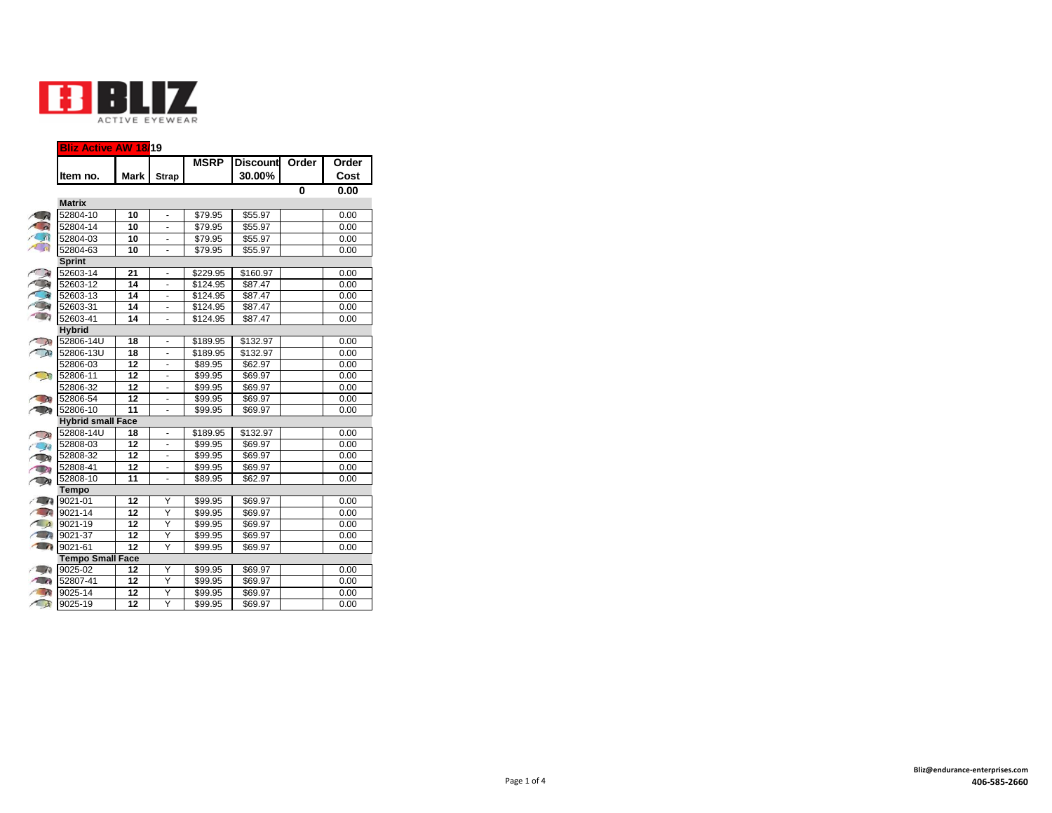BLIZ ACTIVE EYEWEAR

**Bliz Active AW 18 19**

| Item no. | Mark | Strap | MSRP | Discount 30.00% | Order | Order Cost |
|---|---|---|---|---|---|---|
| | | | | | 0 | 0.00 |
| **Matrix** | | | | | | |
| 52804-10 | 10 | - | $79.95 | $55.97 | | 0.00 |
| 52804-14 | 10 | - | $79.95 | $55.97 | | 0.00 |
| 52804-03 | 10 | - | $79.95 | $55.97 | | 0.00 |
| 52804-63 | 10 | - | $79.95 | $55.97 | | 0.00 |
| **Sprint** | | | | | | |
| 52603-14 | 21 | - | $229.95 | $160.97 | | 0.00 |
| 52603-12 | 14 | - | $124.95 | $87.47 | | 0.00 |
| 52603-13 | 14 | - | $124.95 | $87.47 | | 0.00 |
| 52603-31 | 14 | - | $124.95 | $87.47 | | 0.00 |
| 52603-41 | 14 | - | $124.95 | $87.47 | | 0.00 |
| **Hybrid** | | | | | | |
| 52806-14U | 18 | - | $189.95 | $132.97 | | 0.00 |
| 52806-13U | 18 | - | $189.95 | $132.97 | | 0.00 |
| 52806-03 | 12 | - | $89.95 | $62.97 | | 0.00 |
| 52806-11 | 12 | - | $99.95 | $69.97 | | 0.00 |
| 52806-32 | 12 | - | $99.95 | $69.97 | | 0.00 |
| 52806-54 | 12 | - | $99.95 | $69.97 | | 0.00 |
| 52806-10 | 11 | - | $99.95 | $69.97 | | 0.00 |
| **Hybrid small Face** | | | | | | |
| 52808-14U | 18 | - | $189.95 | $132.97 | | 0.00 |
| 52808-03 | 12 | - | $99.95 | $69.97 | | 0.00 |
| 52808-32 | 12 | - | $99.95 | $69.97 | | 0.00 |
| 52808-41 | 12 | - | $99.95 | $69.97 | | 0.00 |
| 52808-10 | 11 | - | $89.95 | $62.97 | | 0.00 |
| **Tempo** | | | | | | |
| 9021-01 | 12 | Y | $99.95 | $69.97 | | 0.00 |
| 9021-14 | 12 | Y | $99.95 | $69.97 | | 0.00 |
| 9021-19 | 12 | Y | $99.95 | $69.97 | | 0.00 |
| 9021-37 | 12 | Y | $99.95 | $69.97 | | 0.00 |
| 9021-61 | 12 | Y | $99.95 | $69.97 | | 0.00 |
| **Tempo Small Face** | | | | | | |
| 9025-02 | 12 | Y | $99.95 | $69.97 | | 0.00 |
| 52807-41 | 12 | Y | $99.95 | $69.97 | | 0.00 |
| 9025-14 | 12 | Y | $99.95 | $69.97 | | 0.00 |
| 9025-19 | 12 | Y | $99.95 | $69.97 | | 0.00 |

Bliz@endurance-enterprises.com
**406-585-2660**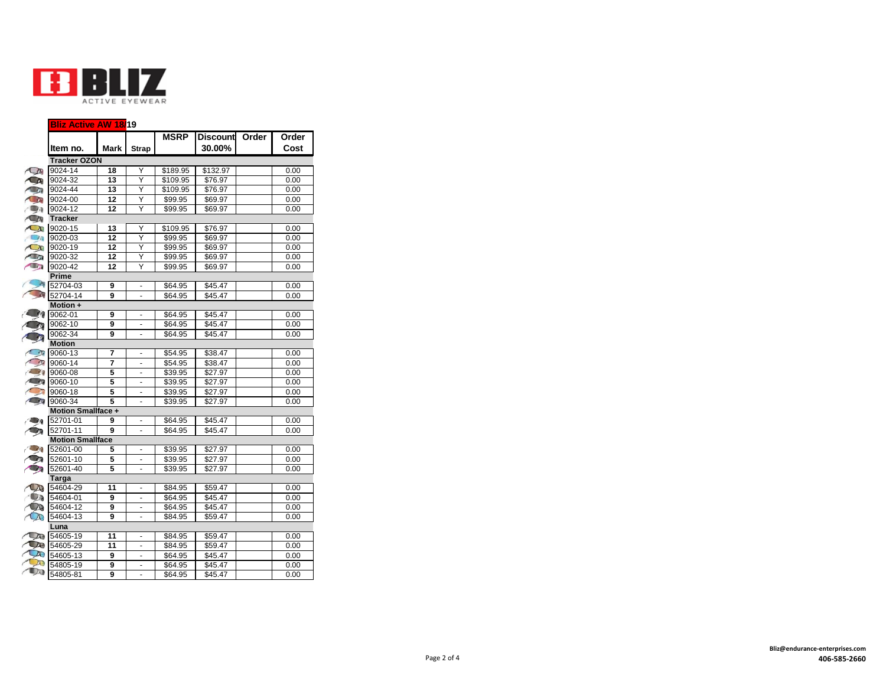BLIZ ACTIVE EYEWEAR

**Bliz Active AW 18/19**

| Item no. | Mark | Strap | MSRP | Discount 30.00% | Order | Order Cost |
|---|---|---|---|---|---|---|
| **Tracker OZON** | | | | | | |
| 9024-14 | 18 | Y | $189.95 | $132.97 | | 0.00 |
| 9024-32 | 13 | Y | $109.95 | $76.97 | | 0.00 |
| 9024-44 | 13 | Y | $109.95 | $76.97 | | 0.00 |
| 9024-00 | 12 | Y | $99.95 | $69.97 | | 0.00 |
| 9024-12 | 12 | Y | $99.95 | $69.97 | | 0.00 |
| **Tracker** | | | | | | |
| 9020-15 | 13 | Y | $109.95 | $76.97 | | 0.00 |
| 9020-03 | 12 | Y | $99.95 | $69.97 | | 0.00 |
| 9020-19 | 12 | Y | $99.95 | $69.97 | | 0.00 |
| 9020-32 | 12 | Y | $99.95 | $69.97 | | 0.00 |
| 9020-42 | 12 | Y | $99.95 | $69.97 | | 0.00 |
| **Prime** | | | | | | |
| 52704-03 | 9 | - | $64.95 | $45.47 | | 0.00 |
| 52704-14 | 9 | - | $64.95 | $45.47 | | 0.00 |
| **Motion +** | | | | | | |
| 9062-01 | 9 | - | $64.95 | $45.47 | | 0.00 |
| 9062-10 | 9 | - | $64.95 | $45.47 | | 0.00 |
| 9062-34 | 9 | - | $64.95 | $45.47 | | 0.00 |
| **Motion** | | | | | | |
| 9060-13 | 7 | - | $54.95 | $38.47 | | 0.00 |
| 9060-14 | 7 | - | $54.95 | $38.47 | | 0.00 |
| 9060-08 | 5 | - | $39.95 | $27.97 | | 0.00 |
| 9060-10 | 5 | - | $39.95 | $27.97 | | 0.00 |
| 9060-18 | 5 | - | $39.95 | $27.97 | | 0.00 |
| 9060-34 | 5 | - | $39.95 | $27.97 | | 0.00 |
| **Motion Smallface +** | | | | | | |
| 52701-01 | 9 | - | $64.95 | $45.47 | | 0.00 |
| 52701-11 | 9 | - | $64.95 | $45.47 | | 0.00 |
| **Motion Smallface** | | | | | | |
| 52601-00 | 5 | - | $39.95 | $27.97 | | 0.00 |
| 52601-10 | 5 | - | $39.95 | $27.97 | | 0.00 |
| 52601-40 | 5 | - | $39.95 | $27.97 | | 0.00 |
| **Targa** | | | | | | |
| 54604-29 | 11 | - | $84.95 | $59.47 | | 0.00 |
| 54604-01 | 9 | - | $64.95 | $45.47 | | 0.00 |
| 54604-12 | 9 | - | $64.95 | $45.47 | | 0.00 |
| 54604-13 | 9 | - | $84.95 | $59.47 | | 0.00 |
| **Luna** | | | | | | |
| 54605-19 | 11 | - | $84.95 | $59.47 | | 0.00 |
| 54605-29 | 11 | - | $84.95 | $59.47 | | 0.00 |
| 54605-13 | 9 | - | $64.95 | $45.47 | | 0.00 |
| 54805-19 | 9 | - | $64.95 | $45.47 | | 0.00 |
| 54805-81 | 9 | - | $64.95 | $45.47 | | 0.00 |

Bliz@endurance-enterprises.com
**406-585-2660**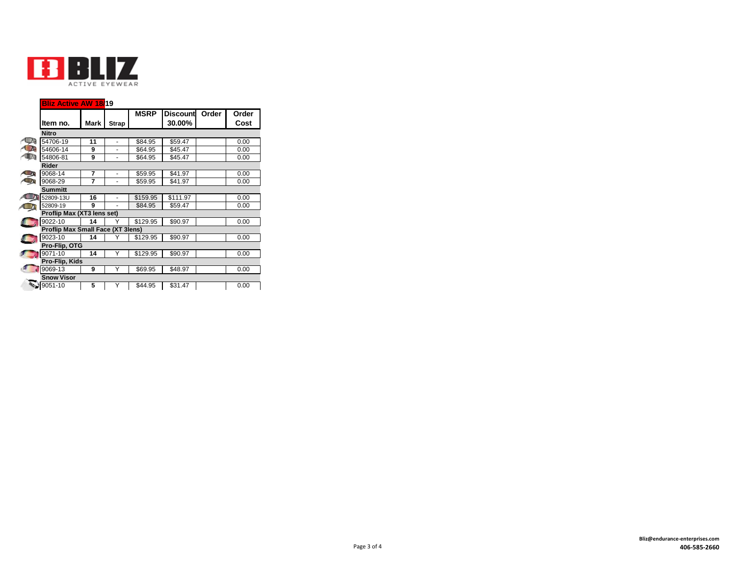BLIZ ACTIVE EYEWEAR

**Bliz Active AW 18/19**

| Item no. | Mark | Strap | MSRP | Discount 30.00% | Order | Order Cost |
|---|---|---|---|---|---|---|
| **Nitro** | | | | | | |
| 54706-19 | 11 | - | $84.95 | $59.47 | | 0.00 |
| 54606-14 | 9 | - | $64.95 | $45.47 | | 0.00 |
| 54806-81 | 9 | - | $64.95 | $45.47 | | 0.00 |
| **Rider** | | | | | | |
| 9068-14 | 7 | - | $59.95 | $41.97 | | 0.00 |
| 9068-29 | 7 | - | $59.95 | $41.97 | | 0.00 |
| **Summitt** | | | | | | |
| 52809-13U | 16 | - | $159.95 | $111.97 | | 0.00 |
| 52809-19 | 9 | - | $84.95 | $59.47 | | 0.00 |
| **Proflip Max (XT3 lens set)** | | | | | | |
| 9022-10 | 14 | Y | $129.95 | $90.97 | | 0.00 |
| **Proflip Max Small Face (XT 3lens)** | | | | | | |
| 9023-10 | 14 | Y | $129.95 | $90.97 | | 0.00 |
| **Pro-Flip, OTG** | | | | | | |
| 9071-10 | 14 | Y | $129.95 | $90.97 | | 0.00 |
| **Pro-Flip, Kids** | | | | | | |
| 9069-13 | 9 | Y | $69.95 | $48.97 | | 0.00 |
| **Snow Visor** | | | | | | |
| 9051-10 | 5 | Y | $44.95 | $31.47 | | 0.00 |

**Bliz@endurance-enterprises.com**
**406-585-2660**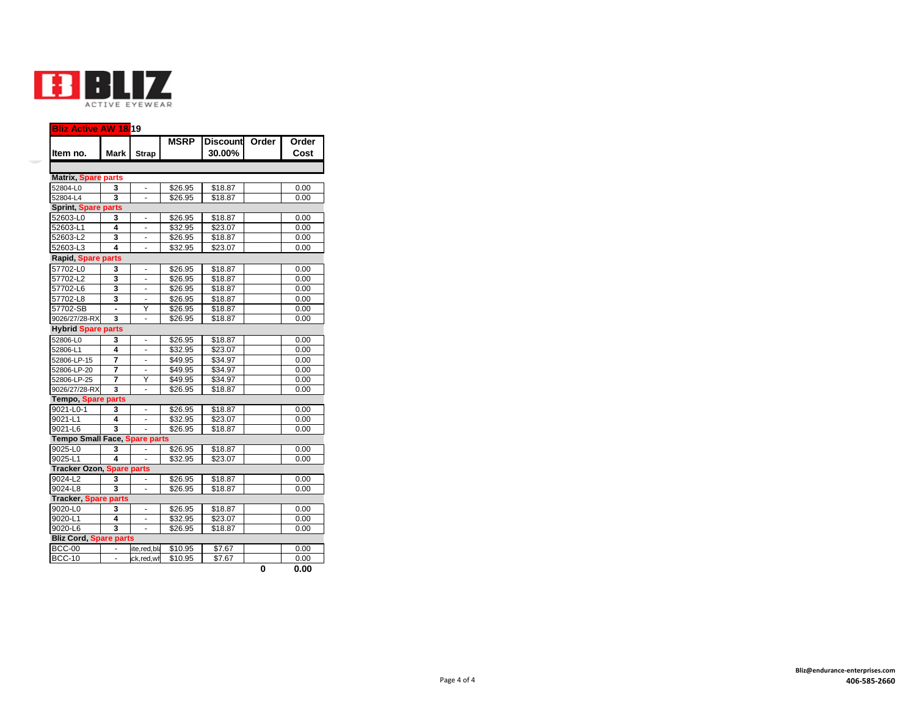BLIZ
ACTIVE EYEWEAR

**Bliz Active AW 18/19**

| Item no. | Mark | Strap | MSRP | Discount 30.00% | Order | Order Cost |
|---|---|---|---|---|---|---|
| **Matrix, Spare parts** | | | | | | |
| 52804-L0 | 3 | - | $26.95 | $18.87 | | 0.00 |
| 52804-L4 | 3 | - | $26.95 | $18.87 | | 0.00 |
| **Sprint, Spare parts** | | | | | | |
| 52603-L0 | 3 | - | $26.95 | $18.87 | | 0.00 |
| 52603-L1 | 4 | - | $32.95 | $23.07 | | 0.00 |
| 52603-L2 | 3 | - | $26.95 | $18.87 | | 0.00 |
| 52603-L3 | 4 | - | $32.95 | $23.07 | | 0.00 |
| **Rapid, Spare parts** | | | | | | |
| 57702-L0 | 3 | - | $26.95 | $18.87 | | 0.00 |
| 57702-L2 | 3 | - | $26.95 | $18.87 | | 0.00 |
| 57702-L6 | 3 | - | $26.95 | $18.87 | | 0.00 |
| 57702-L8 | 3 | - | $26.95 | $18.87 | | 0.00 |
| 57702-SB | - | Y | $26.95 | $18.87 | | 0.00 |
| 9026/27/28-RX | 3 | - | $26.95 | $18.87 | | 0.00 |
| **Hybrid Spare parts** | | | | | | |
| 52806-L0 | 3 | - | $26.95 | $18.87 | | 0.00 |
| 52806-L1 | 4 | - | $32.95 | $23.07 | | 0.00 |
| 52806-LP-15 | 7 | - | $49.95 | $34.97 | | 0.00 |
| 52806-LP-20 | 7 | - | $49.95 | $34.97 | | 0.00 |
| 52806-LP-25 | 7 | Y | $49.95 | $34.97 | | 0.00 |
| 9026/27/28-RX | 3 | - | $26.95 | $18.87 | | 0.00 |
| **Tempo, Spare parts** | | | | | | |
| 9021-L0-1 | 3 | - | $26.95 | $18.87 | | 0.00 |
| 9021-L1 | 4 | - | $32.95 | $23.07 | | 0.00 |
| 9021-L6 | 3 | - | $26.95 | $18.87 | | 0.00 |
| **Tempo Small Face, Spare parts** | | | | | | |
| 9025-L0 | 3 | - | $26.95 | $18.87 | | 0.00 |
| 9025-L1 | 4 | - | $32.95 | $23.07 | | 0.00 |
| **Tracker Ozon, Spare parts** | | | | | | |
| 9024-L2 | 3 | - | $26.95 | $18.87 | | 0.00 |
| 9024-L8 | 3 | - | $26.95 | $18.87 | | 0.00 |
| **Tracker, Spare parts** | | | | | | |
| 9020-L0 | 3 | - | $26.95 | $18.87 | | 0.00 |
| 9020-L1 | 4 | - | $32.95 | $23.07 | | 0.00 |
| 9020-L6 | 3 | - | $26.95 | $18.87 | | 0.00 |
| **Bliz Cord, Spare parts** | | | | | | |
| BCC-00 | - | ite,red,bla | $10.95 | $7.67 | | 0.00 |
| BCC-10 | - | ck,red,wh | $10.95 | $7.67 | | 0.00 |
| | | | | | **0** | **0.00** |

Bliz@endurance-enterprises.com
**406-585-2660**